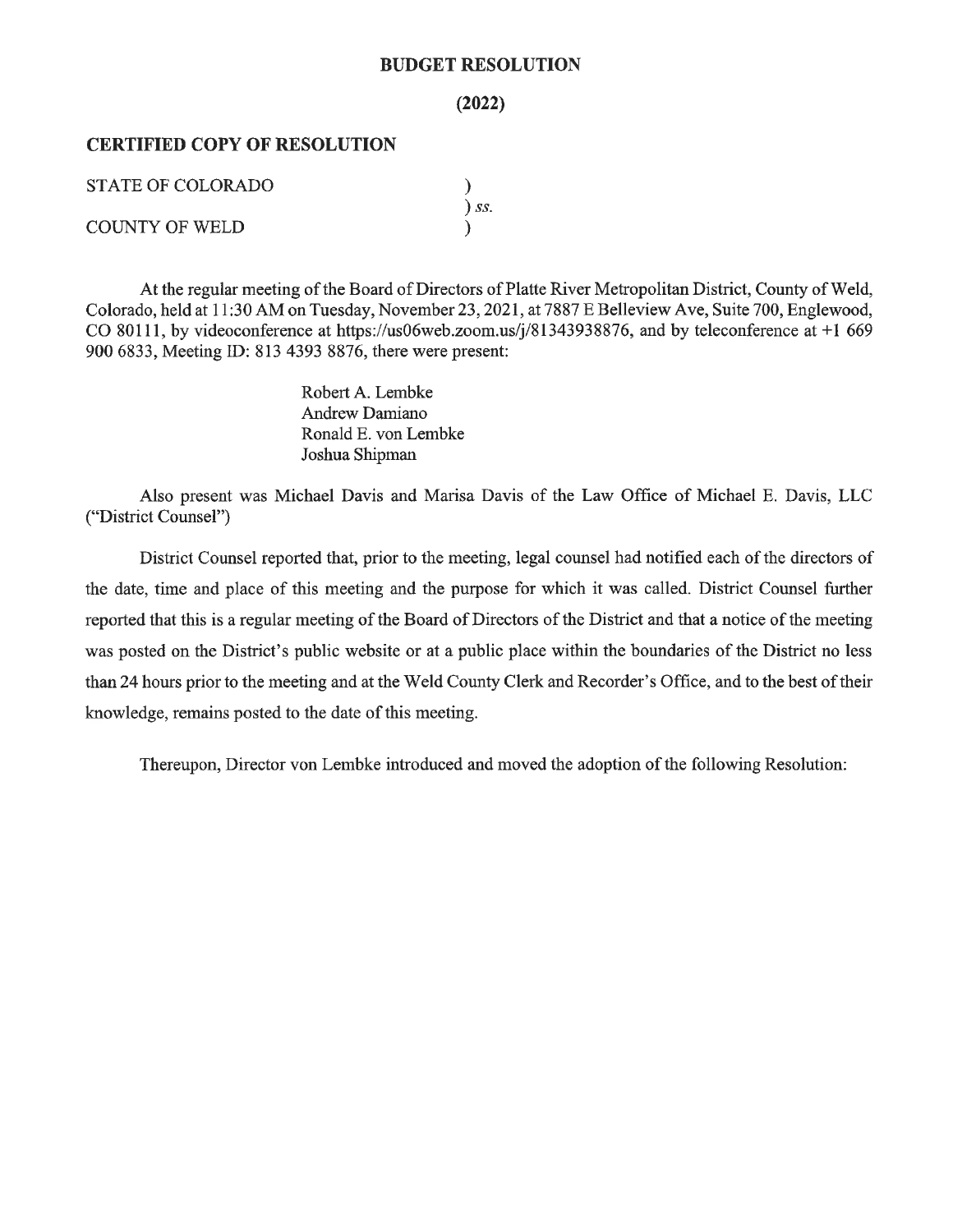# BUDGET RESOLUTION

## (2022)

**CERTIFIED COPY OF RESOLUTION**

STATE OF COLORADO )
) *ss.*
COUNTY OF WELD )

At the regular meeting of the Board of Directors of Platte River Metropolitan District, County of Weld, Colorado, held at 11:30 AM on Tuesday, November 23, 2021, at 7887 E Belleview Ave, Suite 700, Englewood, CO 80111, by videoconference at https://us06web.zoom.us/j/81343938876, and by teleconference at +1 669 900 6833, Meeting ID: 813 4393 8876, there were present:

Robert A. Lembke
Andrew Damiano
Ronald E. von Lembke
Joshua Shipman

Also present was Michael Davis and Marisa Davis of the Law Office of Michael E. Davis, LLC ("District Counsel")

District Counsel reported that, prior to the meeting, legal counsel had notified each of the directors of the date, time and place of this meeting and the purpose for which it was called. District Counsel further reported that this is a regular meeting of the Board of Directors of the District and that a notice of the meeting was posted on the District's public website or at a public place within the boundaries of the District no less than 24 hours prior to the meeting and at the Weld County Clerk and Recorder's Office, and to the best of their knowledge, remains posted to the date of this meeting.

Thereupon, Director von Lembke introduced and moved the adoption of the following Resolution: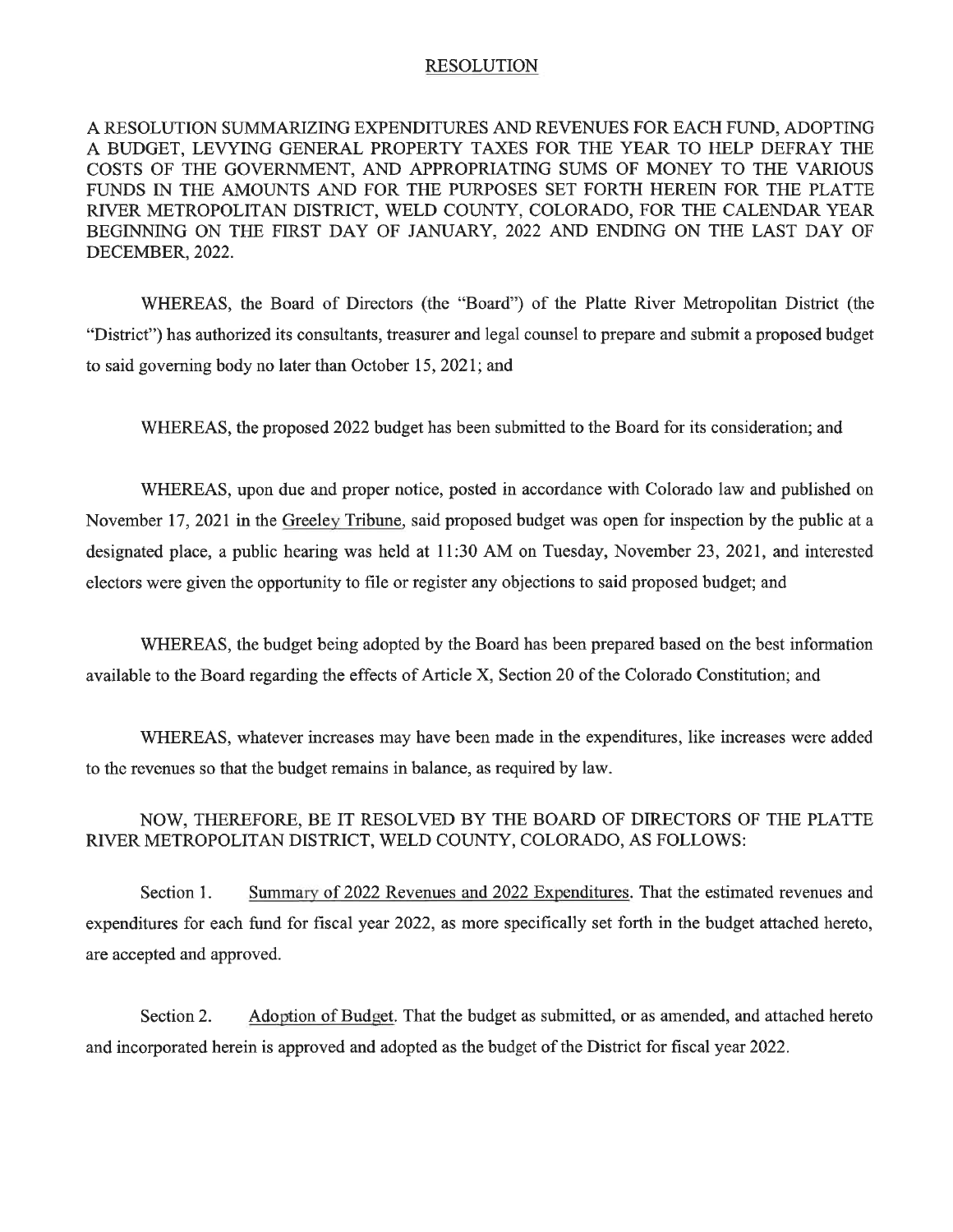# RESOLUTION

A RESOLUTION SUMMARIZING EXPENDITURES AND REVENUES FOR EACH FUND, ADOPTING A BUDGET, LEVYING GENERAL PROPERTY TAXES FOR THE YEAR TO HELP DEFRAY THE COSTS OF THE GOVERNMENT, AND APPROPRIATING SUMS OF MONEY TO THE VARIOUS FUNDS IN THE AMOUNTS AND FOR THE PURPOSES SET FORTH HEREIN FOR THE PLATTE RIVER METROPOLITAN DISTRICT, WELD COUNTY, COLORADO, FOR THE CALENDAR YEAR BEGINNING ON THE FIRST DAY OF JANUARY, 2022 AND ENDING ON THE LAST DAY OF DECEMBER, 2022.

WHEREAS, the Board of Directors (the "Board") of the Platte River Metropolitan District (the "District") has authorized its consultants, treasurer and legal counsel to prepare and submit a proposed budget to said governing body no later than October 15, 2021; and

WHEREAS, the proposed 2022 budget has been submitted to the Board for its consideration; and

WHEREAS, upon due and proper notice, posted in accordance with Colorado law and published on November 17, 2021 in the Greeley Tribune, said proposed budget was open for inspection by the public at a designated place, a public hearing was held at 11:30 AM on Tuesday, November 23, 2021, and interested electors were given the opportunity to file or register any objections to said proposed budget; and

WHEREAS, the budget being adopted by the Board has been prepared based on the best information available to the Board regarding the effects of Article X, Section 20 of the Colorado Constitution; and

WHEREAS, whatever increases may have been made in the expenditures, like increases were added to the revenues so that the budget remains in balance, as required by law.

NOW, THEREFORE, BE IT RESOLVED BY THE BOARD OF DIRECTORS OF THE PLATTE RIVER METROPOLITAN DISTRICT, WELD COUNTY, COLORADO, AS FOLLOWS:

Section 1. Summary of 2022 Revenues and 2022 Expenditures. That the estimated revenues and expenditures for each fund for fiscal year 2022, as more specifically set forth in the budget attached hereto, are accepted and approved.

Section 2. Adoption of Budget. That the budget as submitted, or as amended, and attached hereto and incorporated herein is approved and adopted as the budget of the District for fiscal year 2022.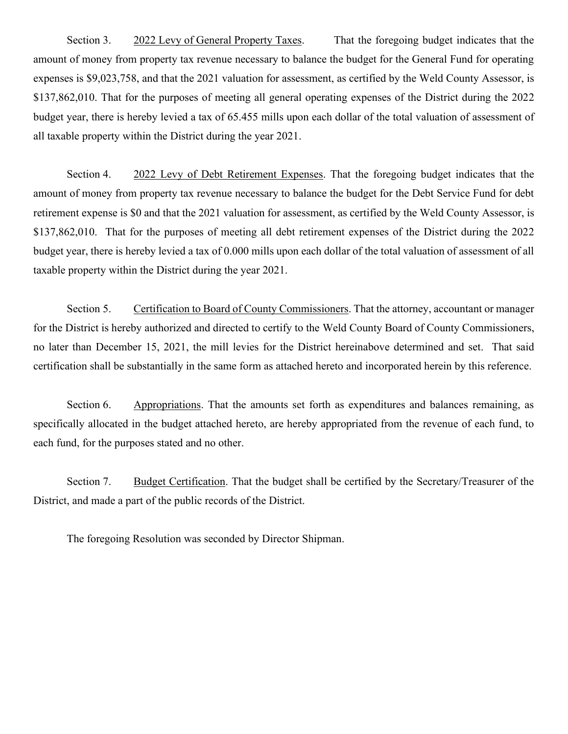Section 3. 2022 Levy of General Property Taxes. That the foregoing budget indicates that the amount of money from property tax revenue necessary to balance the budget for the General Fund for operating expenses is $9,023,758, and that the 2021 valuation for assessment, as certified by the Weld County Assessor, is $137,862,010. That for the purposes of meeting all general operating expenses of the District during the 2022 budget year, there is hereby levied a tax of 65.455 mills upon each dollar of the total valuation of assessment of all taxable property within the District during the year 2021.

Section 4. 2022 Levy of Debt Retirement Expenses. That the foregoing budget indicates that the amount of money from property tax revenue necessary to balance the budget for the Debt Service Fund for debt retirement expense is $0 and that the 2021 valuation for assessment, as certified by the Weld County Assessor, is $137,862,010. That for the purposes of meeting all debt retirement expenses of the District during the 2022 budget year, there is hereby levied a tax of 0.000 mills upon each dollar of the total valuation of assessment of all taxable property within the District during the year 2021.

Section 5. Certification to Board of County Commissioners. That the attorney, accountant or manager for the District is hereby authorized and directed to certify to the Weld County Board of County Commissioners, no later than December 15, 2021, the mill levies for the District hereinabove determined and set. That said certification shall be substantially in the same form as attached hereto and incorporated herein by this reference.

Section 6. Appropriations. That the amounts set forth as expenditures and balances remaining, as specifically allocated in the budget attached hereto, are hereby appropriated from the revenue of each fund, to each fund, for the purposes stated and no other.

Section 7. Budget Certification. That the budget shall be certified by the Secretary/Treasurer of the District, and made a part of the public records of the District.

The foregoing Resolution was seconded by Director Shipman.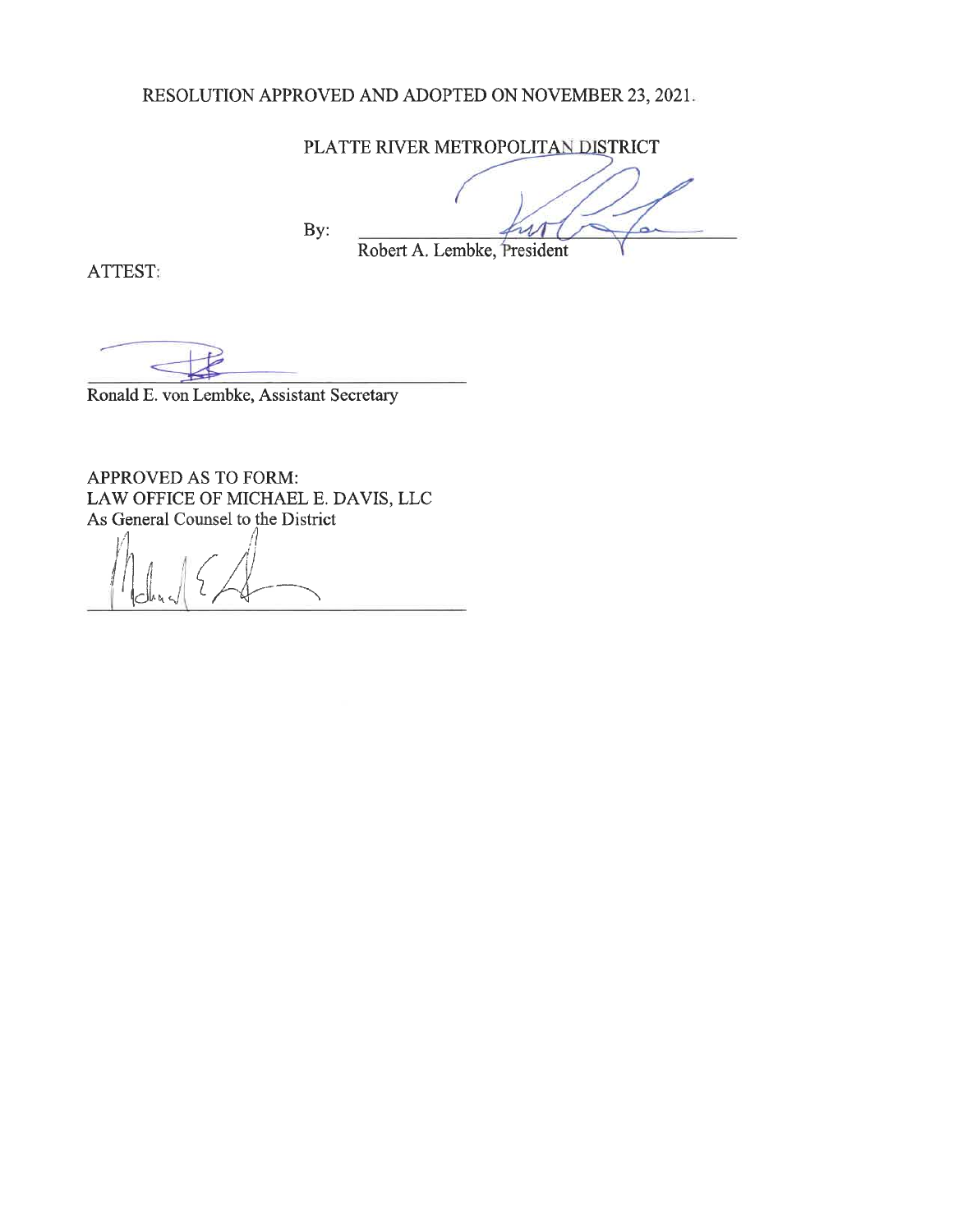RESOLUTION APPROVED AND ADOPTED ON NOVEMBER 23, 2021.

PLATTE RIVER METROPOLITAN DISTRICT

By: ______________________________
Robert A. Lembke, President

ATTEST:

______________________________
Ronald E. von Lembke, Assistant Secretary

APPROVED AS TO FORM:
LAW OFFICE OF MICHAEL E. DAVIS, LLC
As General Counsel to the District

______________________________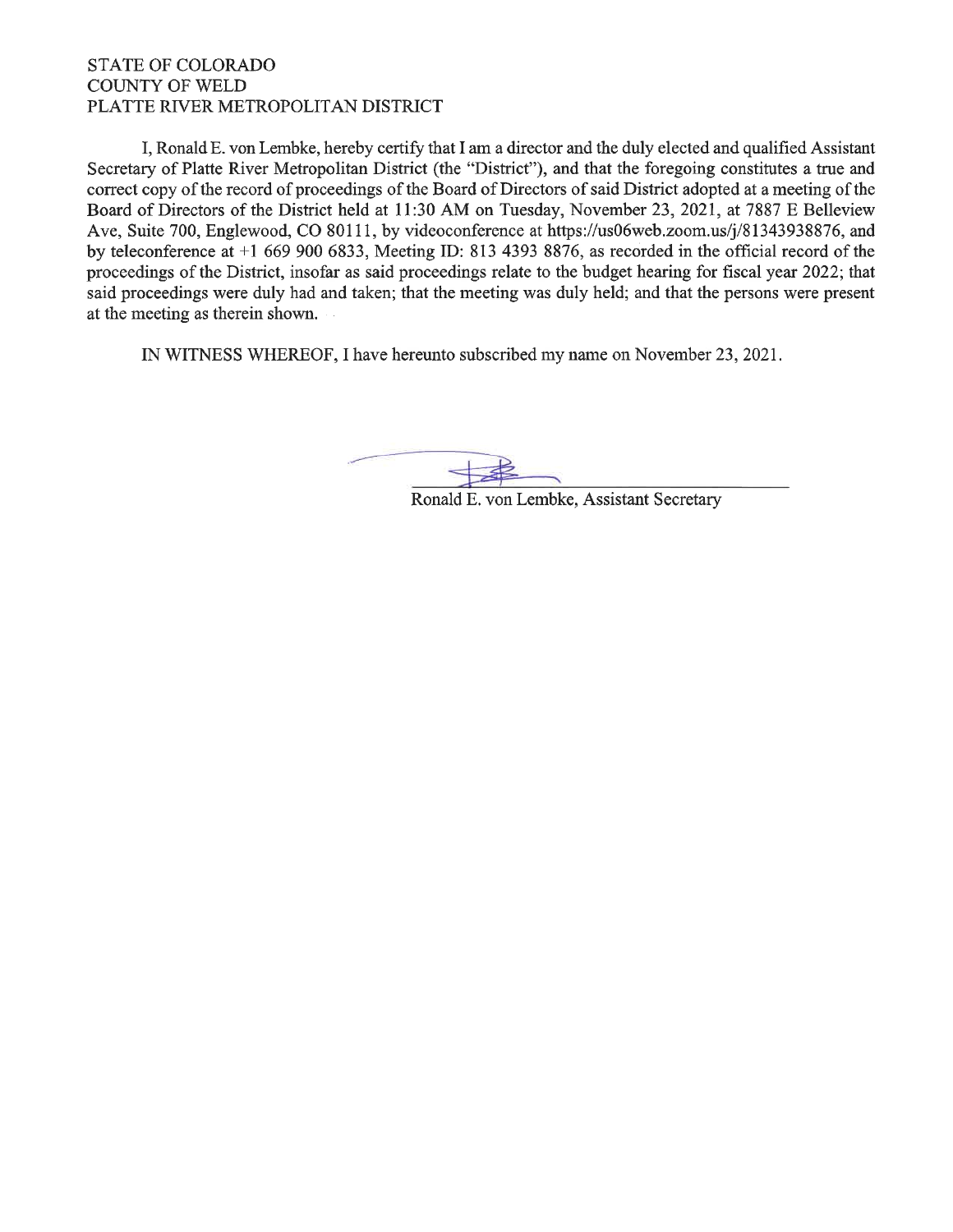STATE OF COLORADO
COUNTY OF WELD
PLATTE RIVER METROPOLITAN DISTRICT

I, Ronald E. von Lembke, hereby certify that I am a director and the duly elected and qualified Assistant Secretary of Platte River Metropolitan District (the "District"), and that the foregoing constitutes a true and correct copy of the record of proceedings of the Board of Directors of said District adopted at a meeting of the Board of Directors of the District held at 11:30 AM on Tuesday, November 23, 2021, at 7887 E Belleview Ave, Suite 700, Englewood, CO 80111, by videoconference at https://us06web.zoom.us/j/81343938876, and by teleconference at +1 669 900 6833, Meeting ID: 813 4393 8876, as recorded in the official record of the proceedings of the District, insofar as said proceedings relate to the budget hearing for fiscal year 2022; that said proceedings were duly had and taken; that the meeting was duly held; and that the persons were present at the meeting as therein shown.

IN WITNESS WHEREOF, I have hereunto subscribed my name on November 23, 2021.

Ronald E. von Lembke, Assistant Secretary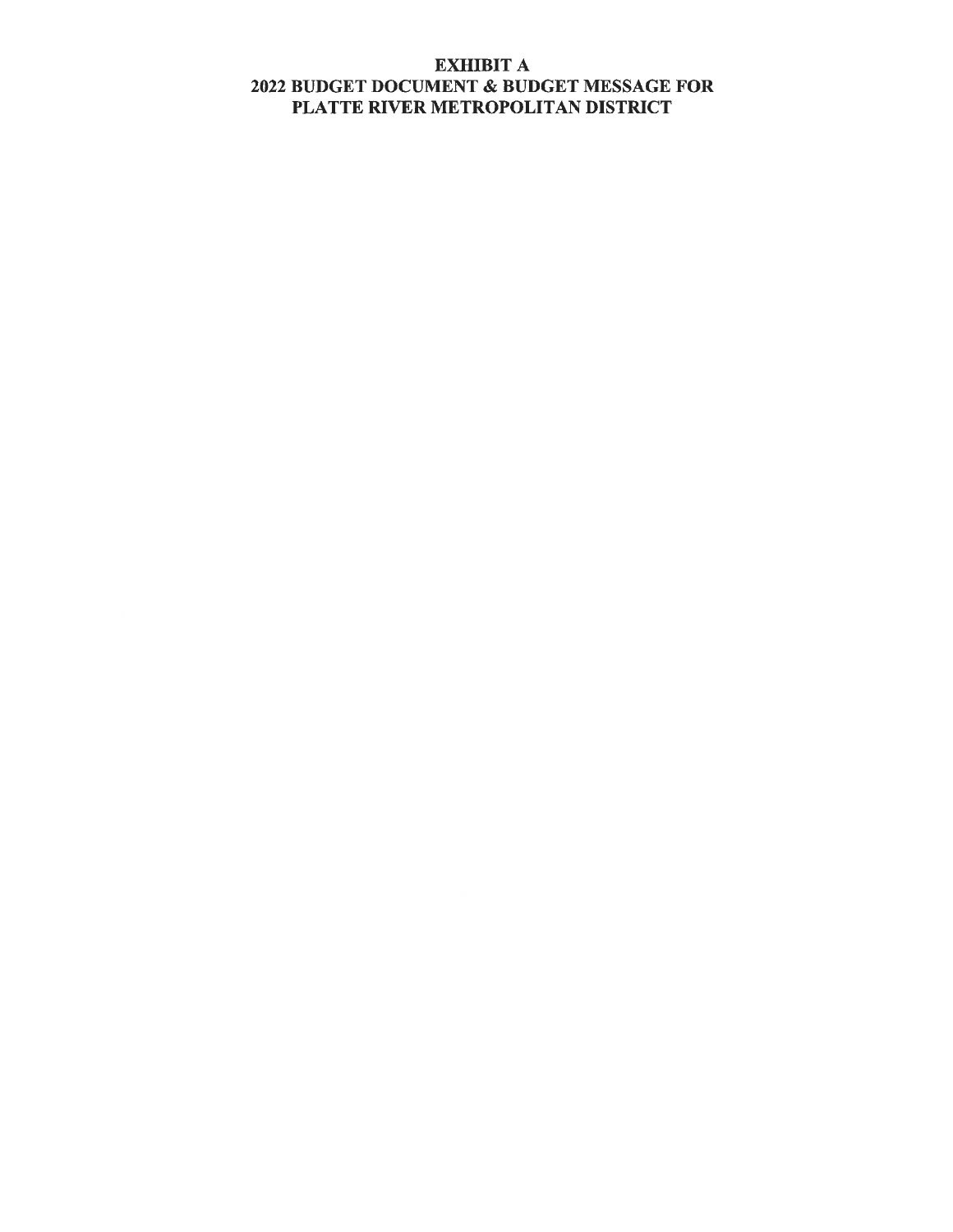# EXHIBIT A
## 2022 BUDGET DOCUMENT & BUDGET MESSAGE FOR PLATTE RIVER METROPOLITAN DISTRICT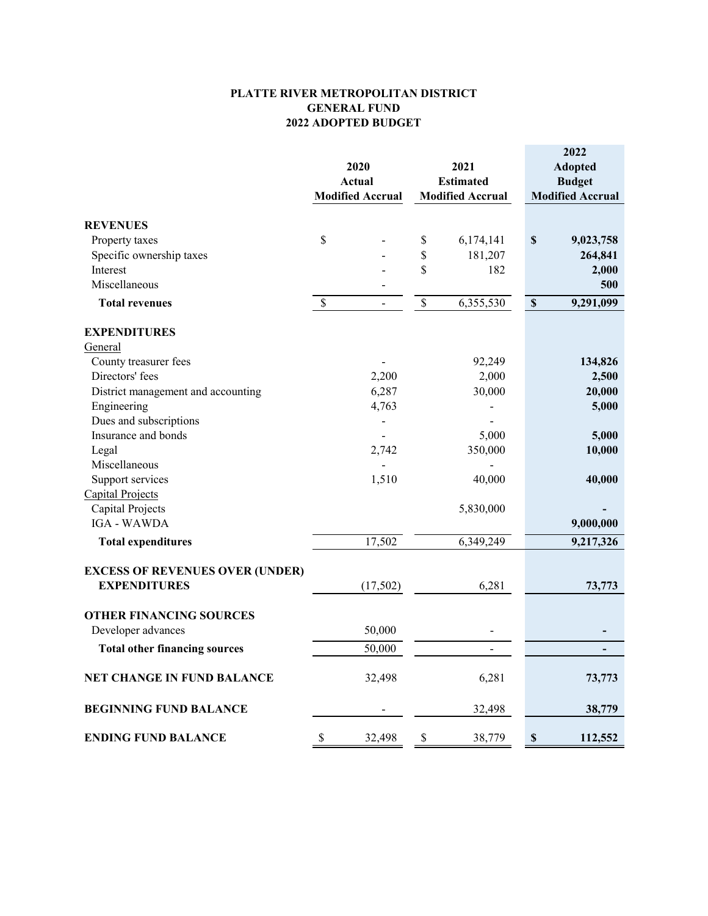# PLATTE RIVER METROPOLITAN DISTRICT
## GENERAL FUND
## 2022 ADOPTED BUDGET

| | 2020 Actual Modified Accrual | 2021 Estimated Modified Accrual | 2022 Adopted Budget Modified Accrual |
|---|---|---|---|
| **REVENUES** | | | |
| Property taxes | $ - | $ 6,174,141 | **$ 9,023,758** |
| Specific ownership taxes | - | $ 181,207 | **264,841** |
| Interest | - | $ 182 | **2,000** |
| Miscellaneous | - | | **500** |
| **Total revenues** | $ - | $ 6,355,530 | **$ 9,291,099** |
| **EXPENDITURES** | | | |
| General | | | |
| County treasurer fees | - | 92,249 | **134,826** |
| Directors' fees | 2,200 | 2,000 | **2,500** |
| District management and accounting | 6,287 | 30,000 | **20,000** |
| Engineering | 4,763 | - | **5,000** |
| Dues and subscriptions | - | - | |
| Insurance and bonds | - | 5,000 | **5,000** |
| Legal | 2,742 | 350,000 | **10,000** |
| Miscellaneous | - | - | |
| Support services | 1,510 | 40,000 | **40,000** |
| Capital Projects | | | |
| Capital Projects | | 5,830,000 | **-** |
| IGA - WAWDA | | | **9,000,000** |
| **Total expenditures** | 17,502 | 6,349,249 | **9,217,326** |
| **EXCESS OF REVENUES OVER (UNDER) EXPENDITURES** | (17,502) | 6,281 | **73,773** |
| **OTHER FINANCING SOURCES** | | | |
| Developer advances | 50,000 | - | **-** |
| **Total other financing sources** | 50,000 | - | **-** |
| **NET CHANGE IN FUND BALANCE** | 32,498 | 6,281 | **73,773** |
| **BEGINNING FUND BALANCE** | - | 32,498 | **38,779** |
| **ENDING FUND BALANCE** | $ 32,498 | $ 38,779 | **$ 112,552** |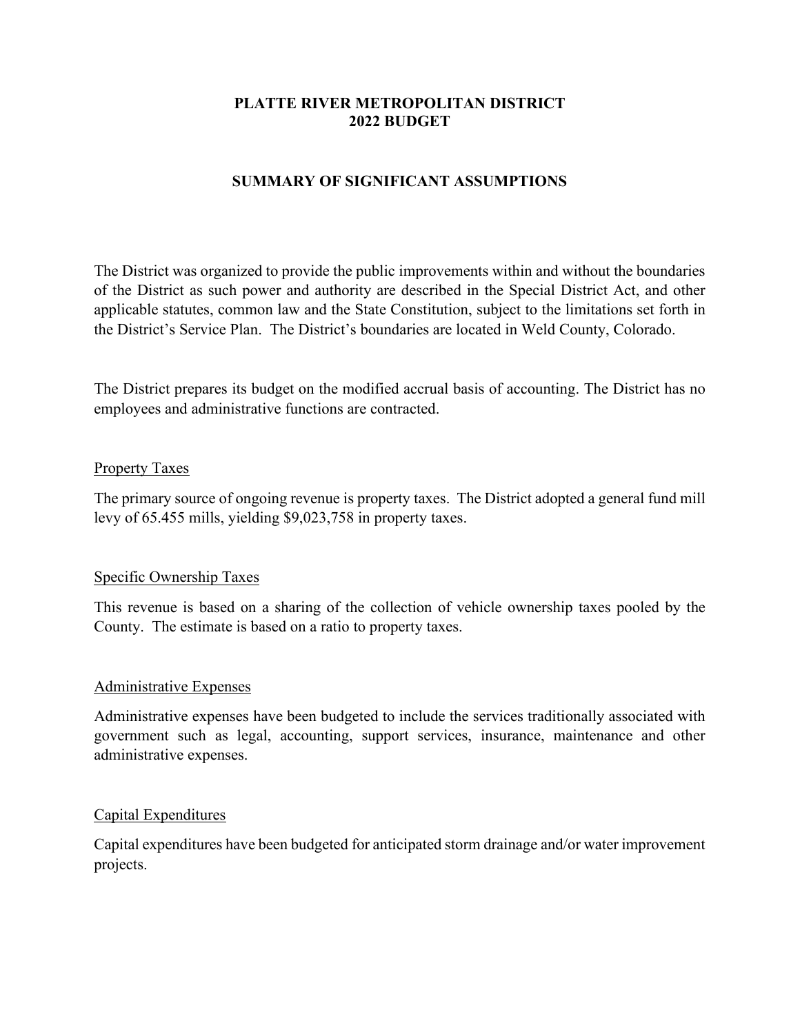# PLATTE RIVER METROPOLITAN DISTRICT
# 2022 BUDGET

## SUMMARY OF SIGNIFICANT ASSUMPTIONS

The District was organized to provide the public improvements within and without the boundaries of the District as such power and authority are described in the Special District Act, and other applicable statutes, common law and the State Constitution, subject to the limitations set forth in the District's Service Plan. The District's boundaries are located in Weld County, Colorado.

The District prepares its budget on the modified accrual basis of accounting. The District has no employees and administrative functions are contracted.

### Property Taxes

The primary source of ongoing revenue is property taxes. The District adopted a general fund mill levy of 65.455 mills, yielding $9,023,758 in property taxes.

### Specific Ownership Taxes

This revenue is based on a sharing of the collection of vehicle ownership taxes pooled by the County. The estimate is based on a ratio to property taxes.

### Administrative Expenses

Administrative expenses have been budgeted to include the services traditionally associated with government such as legal, accounting, support services, insurance, maintenance and other administrative expenses.

### Capital Expenditures

Capital expenditures have been budgeted for anticipated storm drainage and/or water improvement projects.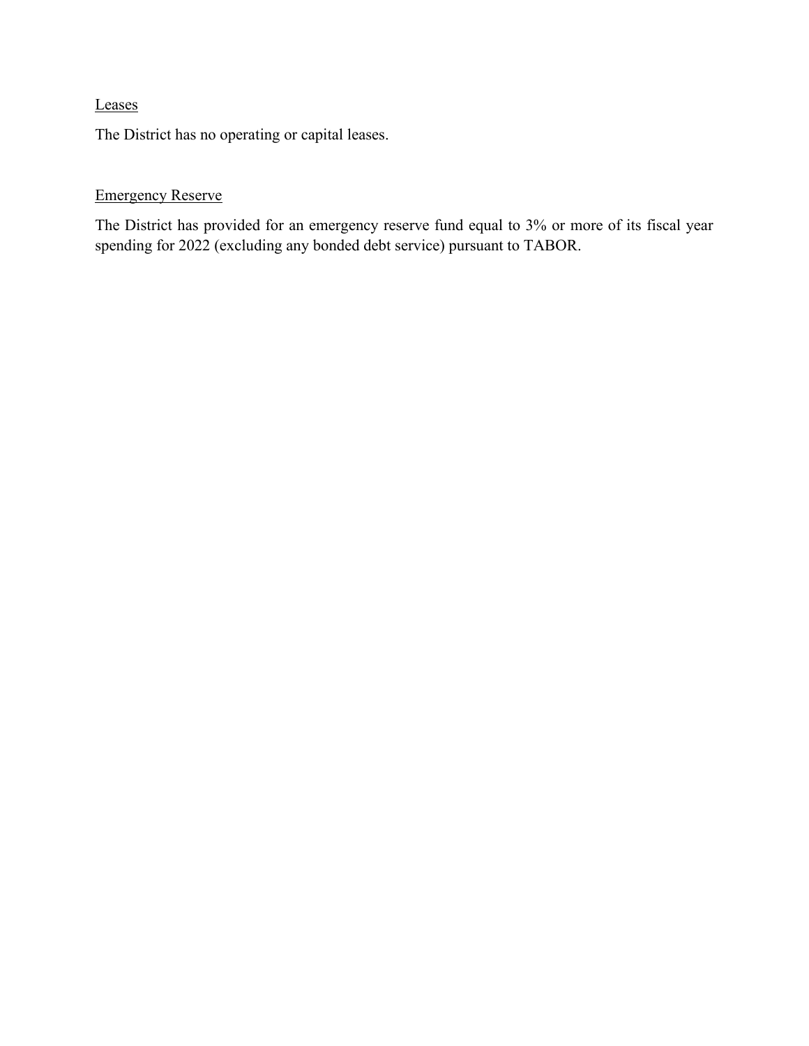### Leases

The District has no operating or capital leases.

### Emergency Reserve

The District has provided for an emergency reserve fund equal to 3% or more of its fiscal year spending for 2022 (excluding any bonded debt service) pursuant to TABOR.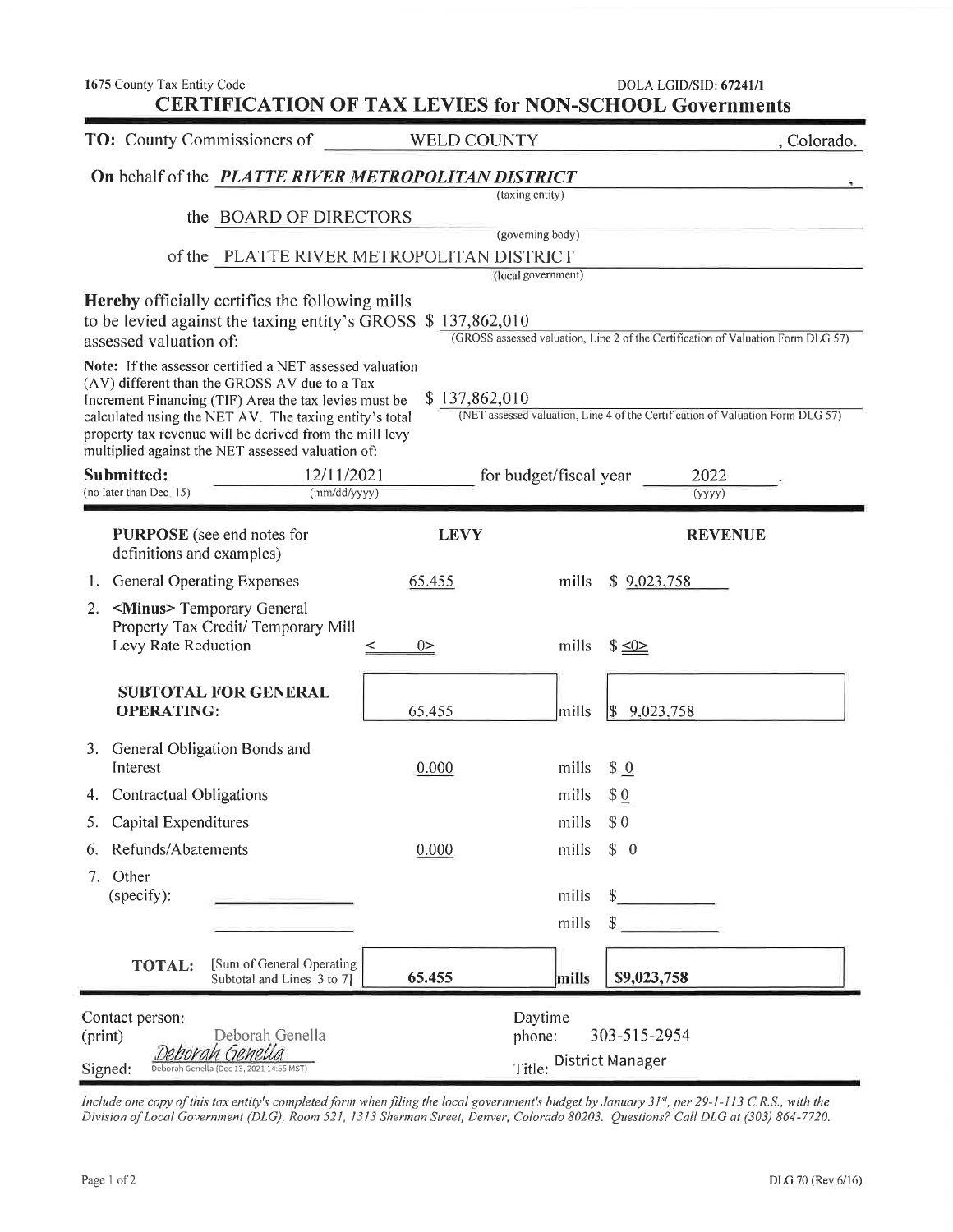1675 County Tax Entity Code | DOLA LGID/SID: **67241/1**

# CERTIFICATION OF TAX LEVIES for NON-SCHOOL Governments

**TO:** County Commissioners of WELD COUNTY, Colorado.

**On** behalf of the *PLATTE RIVER METROPOLITAN DISTRICT*,
(taxing entity)

the BOARD OF DIRECTORS
(governing body)

of the PLATTE RIVER METROPOLITAN DISTRICT
(local government)

**Hereby** officially certifies the following mills to be levied against the taxing entity's GROSS assessed valuation of: $ 137,862,010
(GROSS assessed valuation, Line 2 of the Certification of Valuation Form DLG 57)

Note: If the assessor certified a NET assessed valuation (AV) different than the GROSS AV due to a Tax Increment Financing (TIF) Area the tax levies must be calculated using the NET AV. The taxing entity's total property tax revenue will be derived from the mill levy multiplied against the NET assessed valuation of: $ 137,862,010
(NET assessed valuation, Line 4 of the Certification of Valuation Form DLG 57)

**Submitted:** 12/11/2021 (mm/dd/yyyy) (no later than Dec. 15) for budget/fiscal year 2022 (yyyy).

| **PURPOSE** (see end notes for definitions and examples) | **LEVY** | | **REVENUE** |
|---|---|---|---|
| 1. General Operating Expenses | 65.455 | mills | $ 9,023,758 |
| 2. <Minus> Temporary General Property Tax Credit/ Temporary Mill Levy Rate Reduction | < 0> | mills | $ <0> |
| **SUBTOTAL FOR GENERAL OPERATING:** | 65.455 | mills | $ 9,023,758 |
| 3. General Obligation Bonds and Interest | 0.000 | mills | $ 0 |
| 4. Contractual Obligations | | mills | $ 0 |
| 5. Capital Expenditures | | mills | $ 0 |
| 6. Refunds/Abatements | 0.000 | mills | $ 0 |
| 7. Other (specify): | | mills | $ |
| | | mills | $ |
| **TOTAL:** [Sum of General Operating Subtotal and Lines 3 to 7] | **65.455** | **mills** | **$9,023,758** |

Contact person: (print) Deborah Genella | Daytime phone: 303-515-2954

Signed: *Deborah Genella* Deborah Genella (Dec 13, 2021 14:55 MST) | Title: District Manager

*Include one copy of this tax entity's completed form when filing the local government's budget by January 31st, per 29-1-113 C.R.S., with the Division of Local Government (DLG), Room 521, 1313 Sherman Street, Denver, Colorado 80203. Questions? Call DLG at (303) 864-7720.*

DLG 70 (Rev.6/16)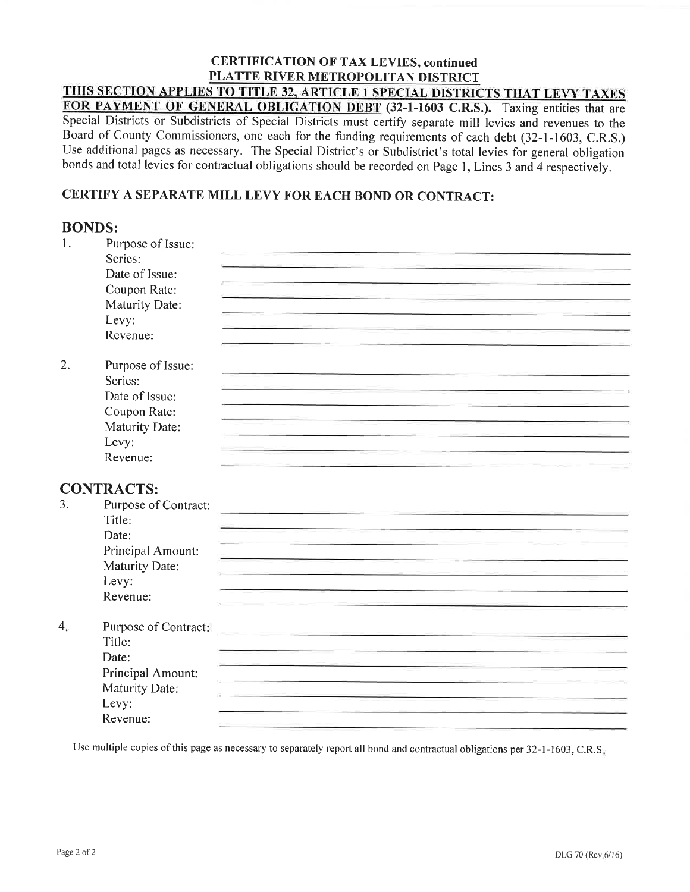**CERTIFICATION OF TAX LEVIES, continued**
**PLATTE RIVER METROPOLITAN DISTRICT**

**THIS SECTION APPLIES TO TITLE 32, ARTICLE 1 SPECIAL DISTRICTS THAT LEVY TAXES FOR PAYMENT OF GENERAL OBLIGATION DEBT (32-1-1603 C.R.S.).** Taxing entities that are Special Districts or Subdistricts of Special Districts must certify separate mill levies and revenues to the Board of County Commissioners, one each for the funding requirements of each debt (32-1-1603, C.R.S.) Use additional pages as necessary. The Special District's or Subdistrict's total levies for general obligation bonds and total levies for contractual obligations should be recorded on Page 1, Lines 3 and 4 respectively.

## CERTIFY A SEPARATE MILL LEVY FOR EACH BOND OR CONTRACT:

## BONDS:

1. Purpose of Issue: ______
   Series: ______
   Date of Issue: ______
   Coupon Rate: ______
   Maturity Date: ______
   Levy: ______
   Revenue: ______

2. Purpose of Issue: ______
   Series: ______
   Date of Issue: ______
   Coupon Rate: ______
   Maturity Date: ______
   Levy: ______
   Revenue: ______

## CONTRACTS:

3. Purpose of Contract: ______
   Title: ______
   Date: ______
   Principal Amount: ______
   Maturity Date: ______
   Levy: ______
   Revenue: ______

4. Purpose of Contract: ______
   Title: ______
   Date: ______
   Principal Amount: ______
   Maturity Date: ______
   Levy: ______
   Revenue: ______

Use multiple copies of this page as necessary to separately report all bond and contractual obligations per 32-1-1603, C.R.S.

DLG 70 (Rev.6/16)